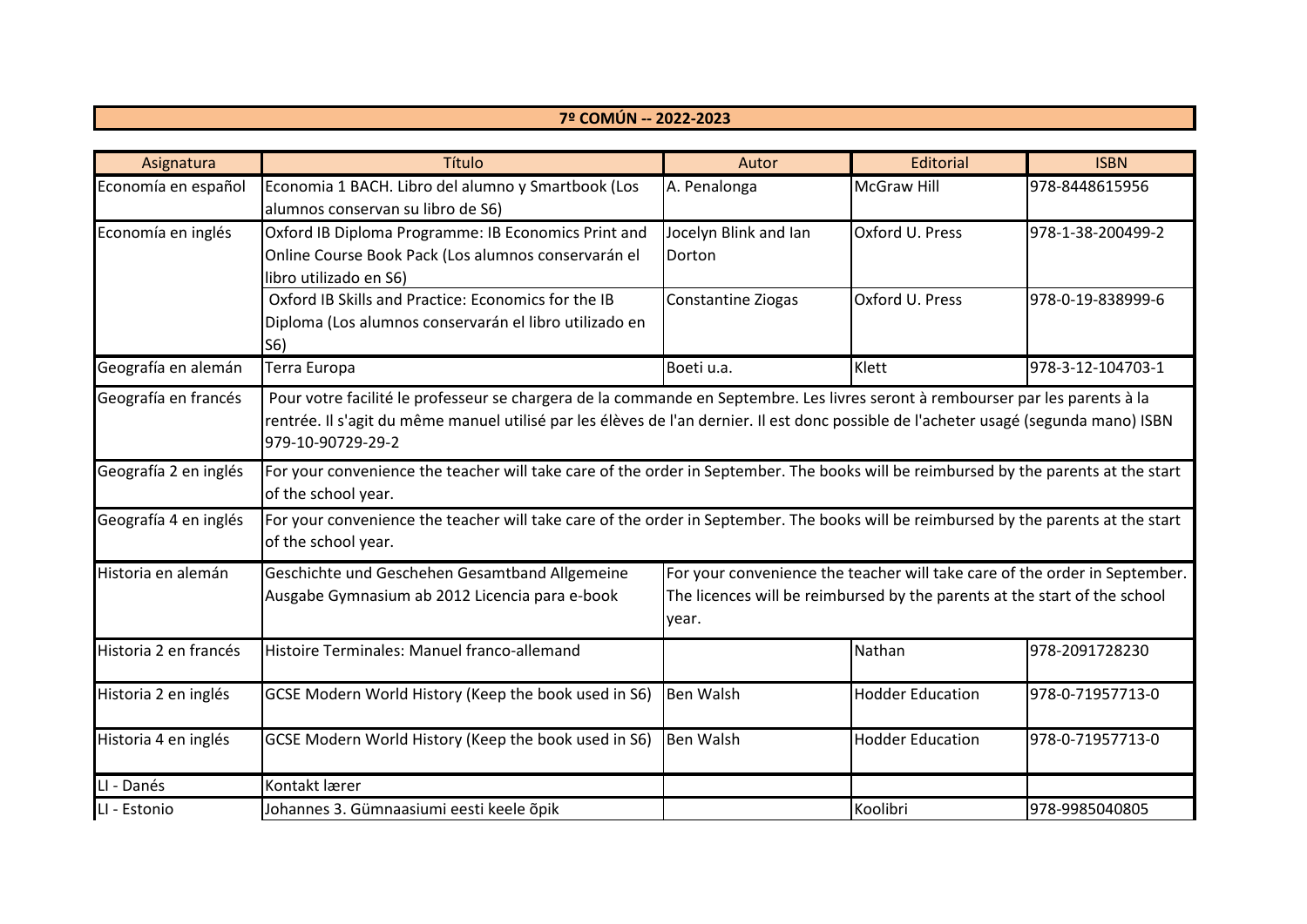## 7º COMÚN -- 2022-2023

| Asignatura | Título | Autor | Editorial | ISBN |
|---|---|---|---|---|
| Economía en español | Economia 1 BACH. Libro del alumno y Smartbook (Los alumnos conservan su libro de S6) | A. Penalonga | McGraw Hill | 978-8448615956 |
| Economía en inglés | Oxford IB Diploma Programme: IB Economics Print and Online Course Book Pack (Los alumnos conservarán el libro utilizado en S6) | Jocelyn Blink and Ian Dorton | Oxford U. Press | 978-1-38-200499-2 |
| | Oxford IB Skills and Practice: Economics for the IB Diploma (Los alumnos conservarán el libro utilizado en S6) | Constantine Ziogas | Oxford U. Press | 978-0-19-838999-6 |
| Geografía en alemán | Terra Europa | Boeti u.a. | Klett | 978-3-12-104703-1 |
| Geografía en francés | Pour votre facilité le professeur se chargera de la commande en Septembre. Les livres seront à rembourser par les parents à la rentrée. Il s'agit du même manuel utilisé par les élèves de l'an dernier. Il est donc possible de l'acheter usagé (segunda mano) ISBN 979-10-90729-29-2 | | | |
| Geografía 2 en inglés | For your convenience the teacher will take care of the order in September. The books will be reimbursed by the parents at the start of the school year. | | | |
| Geografía 4 en inglés | For your convenience the teacher will take care of the order in September. The books will be reimbursed by the parents at the start of the school year. | | | |
| Historia en alemán | Geschichte und Geschehen Gesamtband Allgemeine Ausgabe Gymnasium ab 2012 Licencia para e-book | For your convenience the teacher will take care of the order in September. The licences will be reimbursed by the parents at the start of the school year. | | |
| Historia 2 en francés | Histoire Terminales: Manuel franco-allemand | | Nathan | 978-2091728230 |
| Historia 2 en inglés | GCSE Modern World History (Keep the book used in S6) | Ben Walsh | Hodder Education | 978-0-71957713-0 |
| Historia 4 en inglés | GCSE Modern World History (Keep the book used in S6) | Ben Walsh | Hodder Education | 978-0-71957713-0 |
| LI - Danés | Kontakt lærer | | | |
| LI - Estonio | Johannes 3. Gümnaasiumi eesti keele õpik | | Koolibri | 978-9985040805 |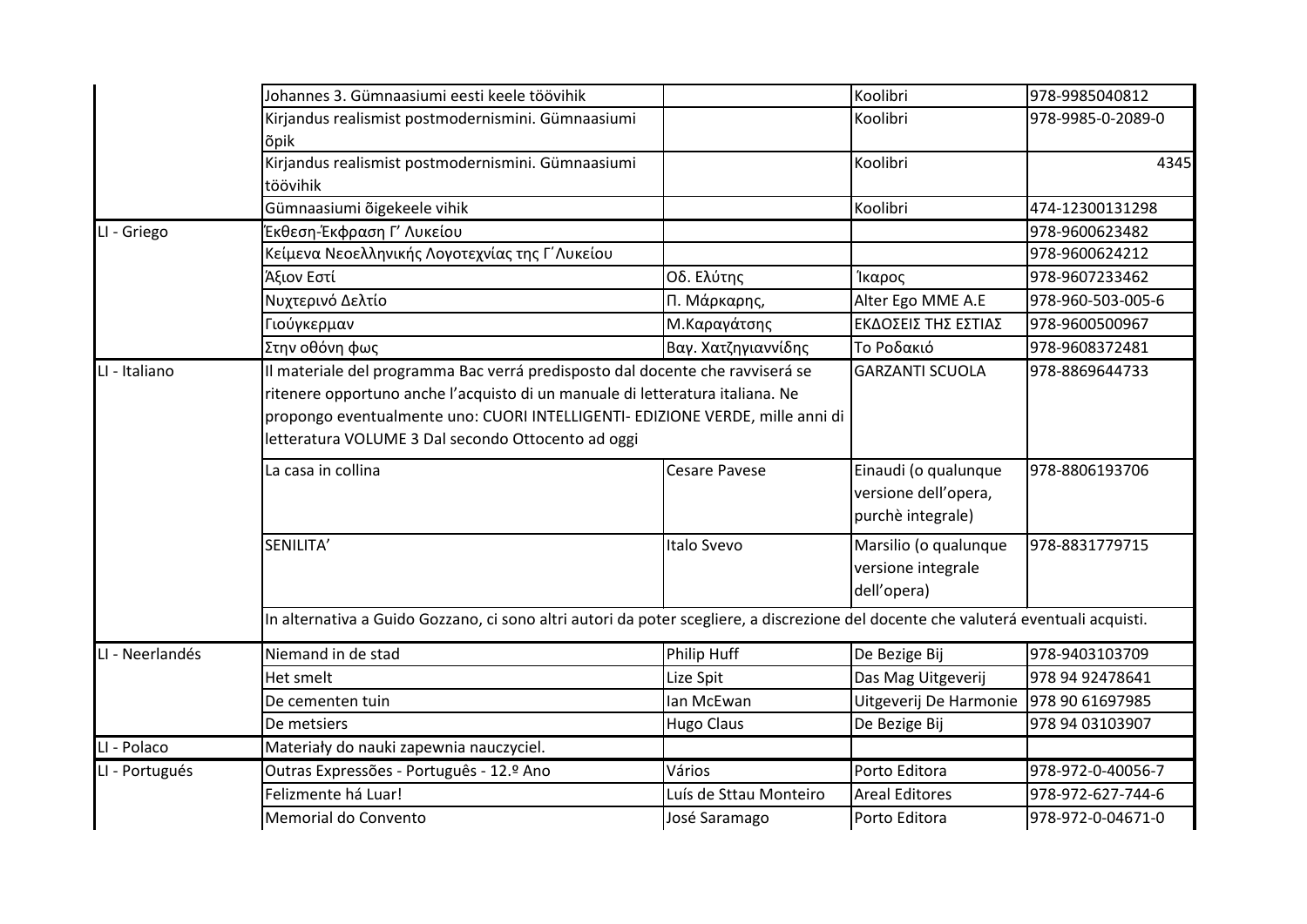| | | | | |
|---|---|---|---|---|
| | Johannes 3. Gümnaasiumi eesti keele töövihik | | Koolibri | 978-9985040812 |
| | Kirjandus realismist postmodernismini. Gümnaasiumi õpik | | Koolibri | 978-9985-0-2089-0 |
| | Kirjandus realismist postmodernismini. Gümnaasiumi töövihik | | Koolibri | 4345 |
| | Gümnaasiumi õigekeele vihik | | Koolibri | 474-12300131298 |
| LI - Griego | Έκθεση-Έκφραση Γ' Λυκείου | | | 978-9600623482 |
| | Κείμενα Νεοελληνικής Λογοτεχνίας της Γ΄Λυκείου | | | 978-9600624212 |
| | Άξιον Εστί | Οδ. Ελύτης | Ίκαρος | 978-9607233462 |
| | Νυχτερινό Δελτίο | Π. Μάρκαρης, | Alter Ego MME A.E | 978-960-503-005-6 |
| | Γιούγκερμαν | Μ.Καραγάτσης | ΕΚΔΟΣΕΙΣ ΤΗΣ ΕΣΤΙΑΣ | 978-9600500967 |
| | Στην οθόνη φως | Βαγ. Χατζηγιαννίδης | Το Ροδακιό | 978-9608372481 |
| LI - Italiano | Il materiale del programma Bac verrá predisposto dal docente che ravviserá se ritenere opportuno anche l'acquisto di un manuale di letteratura italiana. Ne propongo eventualmente uno: CUORI INTELLIGENTI- EDIZIONE VERDE, mille anni di letteratura VOLUME 3 Dal secondo Ottocento ad oggi | | GARZANTI SCUOLA | 978-8869644733 |
| | La casa in collina | Cesare Pavese | Einaudi (o qualunque versione dell'opera, purchè integrale) | 978-8806193706 |
| | SENILITA' | Italo Svevo | Marsilio (o qualunque versione integrale dell'opera) | 978-8831779715 |
| | In alternativa a Guido Gozzano, ci sono altri autori da poter scegliere, a discrezione del docente che valuterá eventuali acquisti. | | | |
| LI - Neerlandés | Niemand in de stad | Philip Huff | De Bezige Bij | 978-9403103709 |
| | Het smelt | Lize Spit | Das Mag Uitgeverij | 978 94 92478641 |
| | De cementen tuin | Ian McEwan | Uitgeverij De Harmonie | 978 90 61697985 |
| | De metsiers | Hugo Claus | De Bezige Bij | 978 94 03103907 |
| LI - Polaco | Materiały do nauki zapewnia nauczyciel. | | | |
| LI - Portugués | Outras Expressões - Português - 12.º Ano | Vários | Porto Editora | 978-972-0-40056-7 |
| | Felizmente há Luar! | Luís de Sttau Monteiro | Areal Editores | 978-972-627-744-6 |
| | Memorial do Convento | José Saramago | Porto Editora | 978-972-0-04671-0 |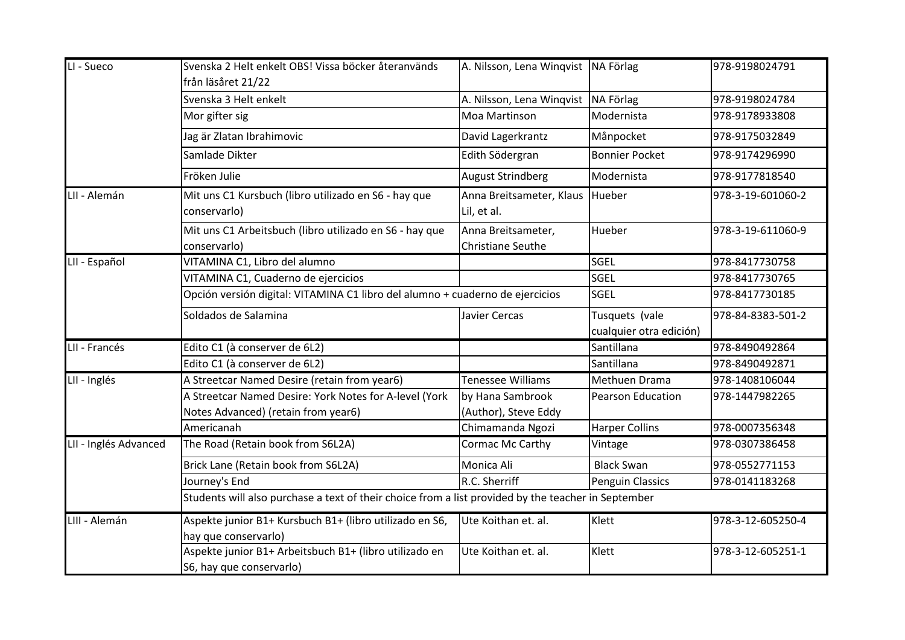| | | | | |
|---|---|---|---|---|
| LI - Sueco | Svenska 2 Helt enkelt OBS! Vissa böcker återanvänds från läsåret 21/22 | A. Nilsson, Lena Winqvist | NA Förlag | 978-9198024791 |
| | Svenska 3 Helt enkelt | A. Nilsson, Lena Winqvist | NA Förlag | 978-9198024784 |
| | Mor gifter sig | Moa Martinson | Modernista | 978-9178933808 |
| | Jag är Zlatan Ibrahimovic | David Lagerkrantz | Månpocket | 978-9175032849 |
| | Samlade Dikter | Edith Södergran | Bonnier Pocket | 978-9174296990 |
| | Fröken Julie | August Strindberg | Modernista | 978-9177818540 |
| LII - Alemán | Mit uns C1 Kursbuch (libro utilizado en S6 - hay que conservarlo) | Anna Breitsameter, Klaus Lil, et al. | Hueber | 978-3-19-601060-2 |
| | Mit uns C1 Arbeitsbuch (libro utilizado en S6 - hay que conservarlo) | Anna Breitsameter, Christiane Seuthe | Hueber | 978-3-19-611060-9 |
| LII - Español | VITAMINA C1, Libro del alumno | | SGEL | 978-8417730758 |
| | VITAMINA C1, Cuaderno de ejercicios | | SGEL | 978-8417730765 |
| | Opción versión digital: VITAMINA C1 libro del alumno + cuaderno de ejercicios | | SGEL | 978-8417730185 |
| | Soldados de Salamina | Javier Cercas | Tusquets (vale cualquier otra edición) | 978-84-8383-501-2 |
| LII - Francés | Edito C1 (à conserver de 6L2) | | Santillana | 978-8490492864 |
| | Edito C1 (à conserver de 6L2) | | Santillana | 978-8490492871 |
| LII - Inglés | A Streetcar Named Desire (retain from year6) | Tenessee Williams | Methuen Drama | 978-1408106044 |
| | A Streetcar Named Desire: York Notes for A-level (York Notes Advanced) (retain from year6) | by Hana Sambrook (Author), Steve Eddy | Pearson Education | 978-1447982265 |
| | Americanah | Chimamanda Ngozi | Harper Collins | 978-0007356348 |
| LII - Inglés Advanced | The Road (Retain book from S6L2A) | Cormac Mc Carthy | Vintage | 978-0307386458 |
| | Brick Lane (Retain book from S6L2A) | Monica Ali | Black Swan | 978-0552771153 |
| | Journey's End | R.C. Sherriff | Penguin Classics | 978-0141183268 |
| | Students will also purchase a text of their choice from a list provided by the teacher in September | | | |
| LIII - Alemán | Aspekte junior B1+ Kursbuch B1+ (libro utilizado en S6, hay que conservarlo) | Ute Koithan et. al. | Klett | 978-3-12-605250-4 |
| | Aspekte junior B1+ Arbeitsbuch B1+ (libro utilizado en S6, hay que conservarlo) | Ute Koithan et. al. | Klett | 978-3-12-605251-1 |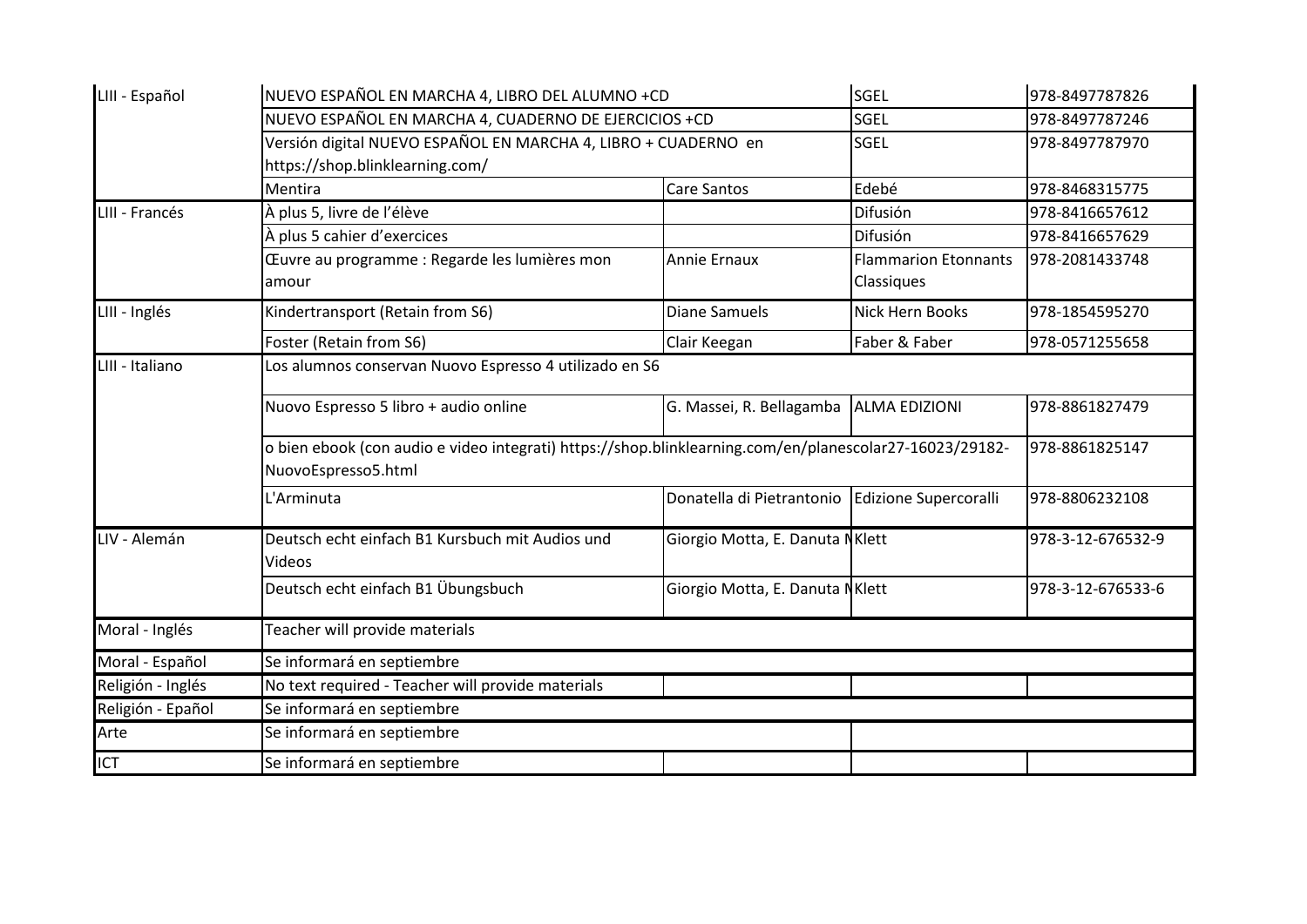| | | | | |
|---|---|---|---|---|
| LIII - Español | NUEVO ESPAÑOL EN MARCHA 4, LIBRO DEL ALUMNO +CD | | SGEL | 978-8497787826 |
| | NUEVO ESPAÑOL EN MARCHA 4, CUADERNO DE EJERCICIOS +CD | | SGEL | 978-8497787246 |
| | Versión digital NUEVO ESPAÑOL EN MARCHA 4, LIBRO + CUADERNO en https://shop.blinklearning.com/ | | SGEL | 978-8497787970 |
| | Mentira | Care Santos | Edebé | 978-8468315775 |
| LIII - Francés | À plus 5, livre de l'élève | | Difusión | 978-8416657612 |
| | À plus 5 cahier d'exercices | | Difusión | 978-8416657629 |
| | Œuvre au programme : Regarde les lumières mon amour | Annie Ernaux | Flammarion Etonnants Classiques | 978-2081433748 |
| LIII - Inglés | Kindertransport (Retain from S6) | Diane Samuels | Nick Hern Books | 978-1854595270 |
| | Foster (Retain from S6) | Clair Keegan | Faber & Faber | 978-0571255658 |
| LIII - Italiano | Los alumnos conservan Nuovo Espresso 4 utilizado en S6 | | | |
| | Nuovo Espresso 5 libro + audio online | G. Massei, R. Bellagamba | ALMA EDIZIONI | 978-8861827479 |
| | o bien ebook (con audio e video integrati) https://shop.blinklearning.com/en/planescolar27-16023/29182-NuovoEspresso5.html | | | 978-8861825147 |
| | L'Arminuta | Donatella di Pietrantonio | Edizione Supercoralli | 978-8806232108 |
| LIV - Alemán | Deutsch echt einfach B1 Kursbuch mit Audios und Videos | Giorgio Motta, E. Danuta M | Klett | 978-3-12-676532-9 |
| | Deutsch echt einfach B1 Übungsbuch | Giorgio Motta, E. Danuta M | Klett | 978-3-12-676533-6 |
| Moral - Inglés | Teacher will provide materials | | | |
| Moral - Español | Se informará en septiembre | | | |
| Religión - Inglés | No text required - Teacher will provide materials | | | |
| Religión - Español | Se informará en septiembre | | | |
| Arte | Se informará en septiembre | | | |
| ICT | Se informará en septiembre | | | |